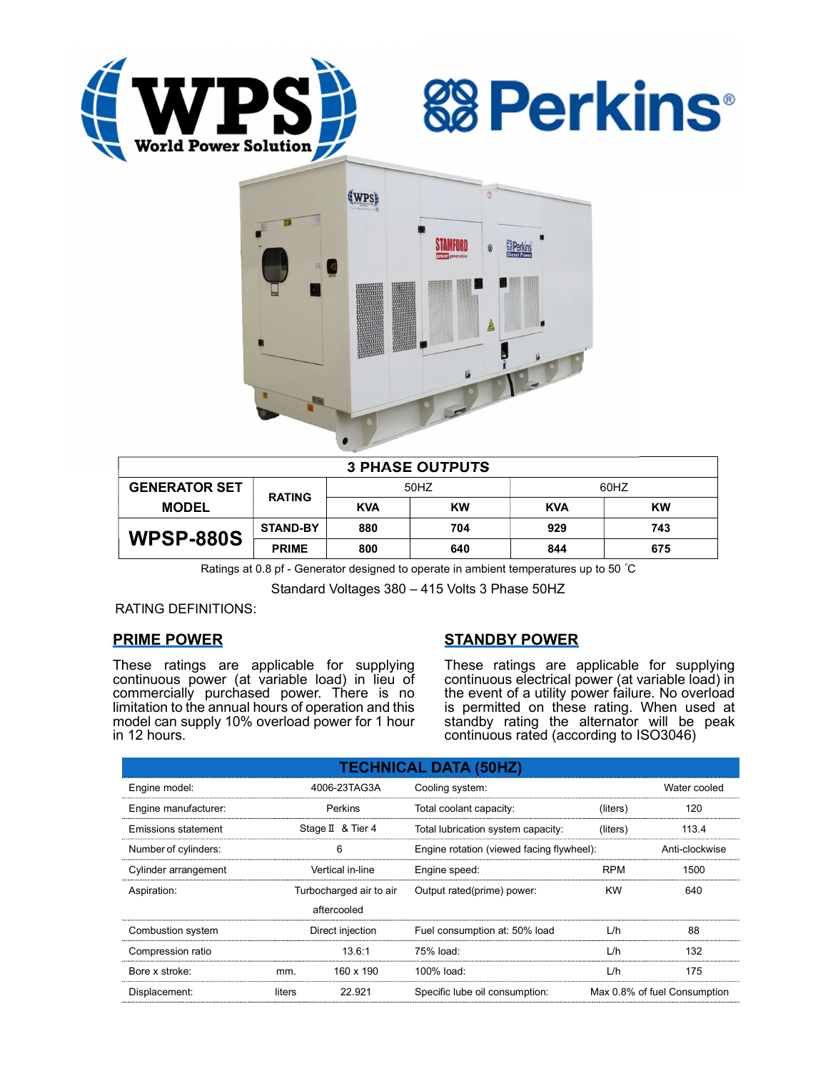| 3 PHASE OUTPUTS | | | | | |
|---|---|---|---|---|---|
| GENERATOR SET MODEL | RATING | 50HZ | | 60HZ | |
| | | KVA | KW | KVA | KW |
| **WPSP-880S** | STAND-BY | 880 | 704 | 929 | 743 |
| | PRIME | 800 | 640 | 844 | 675 |

Ratings at 0.8 pf - Generator designed to operate in ambient temperatures up to 50 ˚C

Standard Voltages 380 – 415 Volts 3 Phase 50HZ

RATING DEFINITIONS:

## PRIME POWER

These ratings are applicable for supplying continuous power (at variable load) in lieu of commercially purchased power. There is no limitation to the annual hours of operation and this model can supply 10% overload power for 1 hour in 12 hours.

## STANDBY POWER

These ratings are applicable for supplying continuous electrical power (at variable load) in the event of a utility power failure. No overload is permitted on these rating. When used at standby rating the alternator will be peak continuous rated (according to ISO3046)

## TECHNICAL DATA (50HZ)

| | | | | | |
|---|---|---|---|---|---|
| Engine model: | | 4006-23TAG3A | Cooling system: | | Water cooled |
| Engine manufacturer: | | Perkins | Total coolant capacity: | (liters) | 120 |
| Emissions statement | | Stage Ⅱ & Tier 4 | Total lubrication system capacity: | (liters) | 113.4 |
| Number of cylinders: | | 6 | Engine rotation (viewed facing flywheel): | | Anti-clockwise |
| Cylinder arrangement | | Vertical in-line | Engine speed: | RPM | 1500 |
| Aspiration: | | Turbocharged air to air aftercooled | Output rated(prime) power: | KW | 640 |
| Combustion system | | Direct injection | Fuel consumption at: 50% load | L/h | 88 |
| Compression ratio | | 13.6:1 | 75% load: | L/h | 132 |
| Bore x stroke: | mm. | 160 x 190 | 100% load: | L/h | 175 |
| Displacement: | liters | 22.921 | Specific lube oil consumption: | | Max 0.8% of fuel Consumption |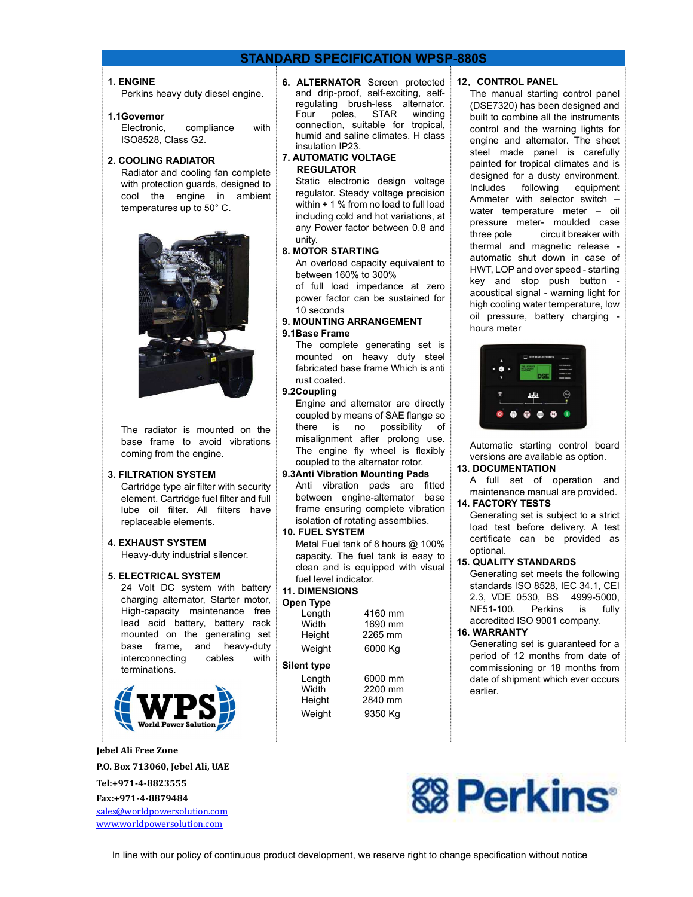# STANDARD SPECIFICATION WPSP-880S

### 1. ENGINE

Perkins heavy duty diesel engine.

### 1.1Governor

Electronic, compliance with ISO8528, Class G2.

### 2. COOLING RADIATOR

Radiator and cooling fan complete with protection guards, designed to cool the engine in ambient temperatures up to 50° C.

The radiator is mounted on the base frame to avoid vibrations coming from the engine.

### 3. FILTRATION SYSTEM

Cartridge type air filter with security element. Cartridge fuel filter and full lube oil filter. All filters have replaceable elements.

### 4. EXHAUST SYSTEM

Heavy-duty industrial silencer.

### 5. ELECTRICAL SYSTEM

24 Volt DC system with battery charging alternator, Starter motor, High-capacity maintenance free lead acid battery, battery rack mounted on the generating set base frame, and heavy-duty interconnecting cables with terminations.

### 6. ALTERNATOR

Screen protected and drip-proof, self-exciting, self-regulating brush-less alternator. Four poles, STAR winding connection, suitable for tropical, humid and saline climates. H class insulation IP23.

### 7. AUTOMATIC VOLTAGE REGULATOR

Static electronic design voltage regulator. Steady voltage precision within + 1 % from no load to full load including cold and hot variations, at any Power factor between 0.8 and unity.

### 8. MOTOR STARTING

An overload capacity equivalent to between 160% to 300% of full load impedance at zero power factor can be sustained for 10 seconds

### 9. MOUNTING ARRANGEMENT

### 9.1Base Frame

The complete generating set is mounted on heavy duty steel fabricated base frame Which is anti rust coated.

### 9.2Coupling

Engine and alternator are directly coupled by means of SAE flange so there is no possibility of misalignment after prolong use. The engine fly wheel is flexibly coupled to the alternator rotor.

### 9.3Anti Vibration Mounting Pads

Anti vibration pads are fitted between engine-alternator base frame ensuring complete vibration isolation of rotating assemblies.

### 10. FUEL SYSTEM

Metal Fuel tank of 8 hours @ 100% capacity. The fuel tank is easy to clean and is equipped with visual fuel level indicator.

### 11. DIMENSIONS

**Open Type**

| | |
|---|---|
| Length | 4160 mm |
| Width | 1690 mm |
| Height | 2265 mm |
| Weight | 6000 Kg |

**Silent type**

| | |
|---|---|
| Length | 6000 mm |
| Width | 2200 mm |
| Height | 2840 mm |
| Weight | 9350 Kg |

### 12. CONTROL PANEL

The manual starting control panel (DSE7320) has been designed and built to combine all the instruments control and the warning lights for engine and alternator. The sheet steel made panel is carefully painted for tropical climates and is designed for a dusty environment. Includes following equipment Ammeter with selector switch – water temperature meter – oil pressure meter- moulded case three pole circuit breaker with thermal and magnetic release - automatic shut down in case of HWT, LOP and over speed - starting key and stop push button - acoustical signal - warning light for high cooling water temperature, low oil pressure, battery charging - hours meter

Automatic starting control board versions are available as option.

### 13. DOCUMENTATION

A full set of operation and maintenance manual are provided.

### 14. FACTORY TESTS

Generating set is subject to a strict load test before delivery. A test certificate can be provided as optional.

### 15. QUALITY STANDARDS

Generating set meets the following standards ISO 8528, IEC 34.1, CEI 2.3, VDE 0530, BS 4999-5000, NF51-100. Perkins is fully accredited ISO 9001 company.

### 16. WARRANTY

Generating set is guaranteed for a period of 12 months from date of commissioning or 18 months from date of shipment which ever occurs earlier.

WPS World Power Solution

**Jebel Ali Free Zone**
**P.O. Box 713060, Jebel Ali, UAE**
**Tel:+971-4-8823555**
**Fax:+971-4-8879484**
sales@worldpowersolution.com
www.worldpowersolution.com

Perkins

In line with our policy of continuous product development, we reserve right to change specification without notice